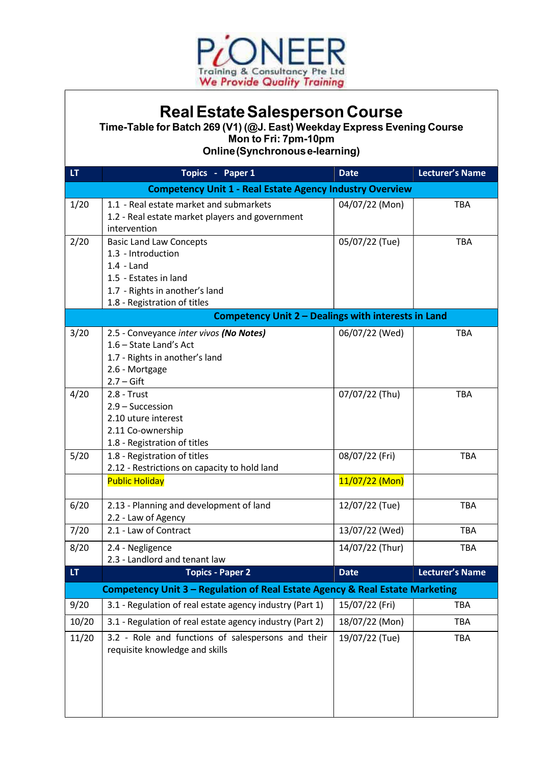PIONEER
Training & Consultancy Pte Ltd
We Provide Quality Training

# Real Estate Salesperson Course

**Time-Table for Batch 269 (V1) (@J. East) Weekday Express Evening Course**
**Mon to Fri: 7pm-10pm**
**Online (Synchronous e-learning)**

| LT | Topics - Paper 1 | Date | Lecturer's Name |
|---|---|---|---|
| **Competency Unit 1 - Real Estate Agency Industry Overview** | | | |
| 1/20 | 1.1 - Real estate market and submarkets<br>1.2 - Real estate market players and government intervention | 04/07/22 (Mon) | TBA |
| 2/20 | Basic Land Law Concepts<br>1.3 - Introduction<br>1.4 - Land<br>1.5 - Estates in land<br>1.7 - Rights in another's land<br>1.8 - Registration of titles | 05/07/22 (Tue) | TBA |
| **Competency Unit 2 – Dealings with interests in Land** | | | |
| 3/20 | 2.5 - Conveyance *inter vivos* ***(No Notes)***<br>1.6 – State Land's Act<br>1.7 - Rights in another's land<br>2.6 - Mortgage<br>2.7 – Gift | 06/07/22 (Wed) | TBA |
| 4/20 | 2.8 - Trust<br>2.9 – Succession<br>2.10 uture interest<br>2.11 Co-ownership<br>1.8 - Registration of titles | 07/07/22 (Thu) | TBA |
| 5/20 | 1.8 - Registration of titles<br>2.12 - Restrictions on capacity to hold land | 08/07/22 (Fri) | TBA |
| | Public Holiday | 11/07/22 (Mon) | |
| 6/20 | 2.13 - Planning and development of land<br>2.2 - Law of Agency | 12/07/22 (Tue) | TBA |
| 7/20 | 2.1 - Law of Contract | 13/07/22 (Wed) | TBA |
| 8/20 | 2.4 - Negligence<br>2.3 - Landlord and tenant law | 14/07/22 (Thur) | TBA |
| **LT** | **Topics - Paper 2** | **Date** | **Lecturer's Name** |
| **Competency Unit 3 – Regulation of Real Estate Agency & Real Estate Marketing** | | | |
| 9/20 | 3.1 - Regulation of real estate agency industry (Part 1) | 15/07/22 (Fri) | TBA |
| 10/20 | 3.1 - Regulation of real estate agency industry (Part 2) | 18/07/22 (Mon) | TBA |
| 11/20 | 3.2 - Role and functions of salespersons and their requisite knowledge and skills | 19/07/22 (Tue) | TBA |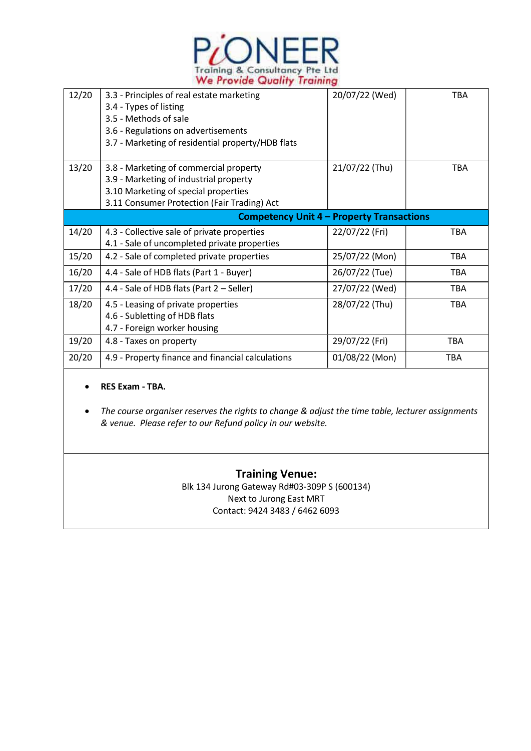| | | | |
|---|---|---|---|
| 12/20 | 3.3 - Principles of real estate marketing<br>3.4 - Types of listing<br>3.5 - Methods of sale<br>3.6 - Regulations on advertisements<br>3.7 - Marketing of residential property/HDB flats | 20/07/22 (Wed) | TBA |
| 13/20 | 3.8 - Marketing of commercial property<br>3.9 - Marketing of industrial property<br>3.10 Marketing of special properties<br>3.11 Consumer Protection (Fair Trading) Act | 21/07/22 (Thu) | TBA |
| **Competency Unit 4 – Property Transactions** | | | |
| 14/20 | 4.3 - Collective sale of private properties<br>4.1 - Sale of uncompleted private properties | 22/07/22 (Fri) | TBA |
| 15/20 | 4.2 - Sale of completed private properties | 25/07/22 (Mon) | TBA |
| 16/20 | 4.4 - Sale of HDB flats (Part 1 - Buyer) | 26/07/22 (Tue) | TBA |
| 17/20 | 4.4 - Sale of HDB flats (Part 2 – Seller) | 27/07/22 (Wed) | TBA |
| 18/20 | 4.5 - Leasing of private properties<br>4.6 - Subletting of HDB flats<br>4.7 - Foreign worker housing | 28/07/22 (Thu) | TBA |
| 19/20 | 4.8 - Taxes on property | 29/07/22 (Fri) | TBA |
| 20/20 | 4.9 - Property finance and financial calculations | 01/08/22 (Mon) | TBA |

- **RES Exam - TBA.**
- *The course organiser reserves the rights to change & adjust the time table, lecturer assignments & venue. Please refer to our Refund policy in our website.*

## Training Venue:

Blk 134 Jurong Gateway Rd#03-309P S (600134)
Next to Jurong East MRT
Contact: 9424 3483 / 6462 6093